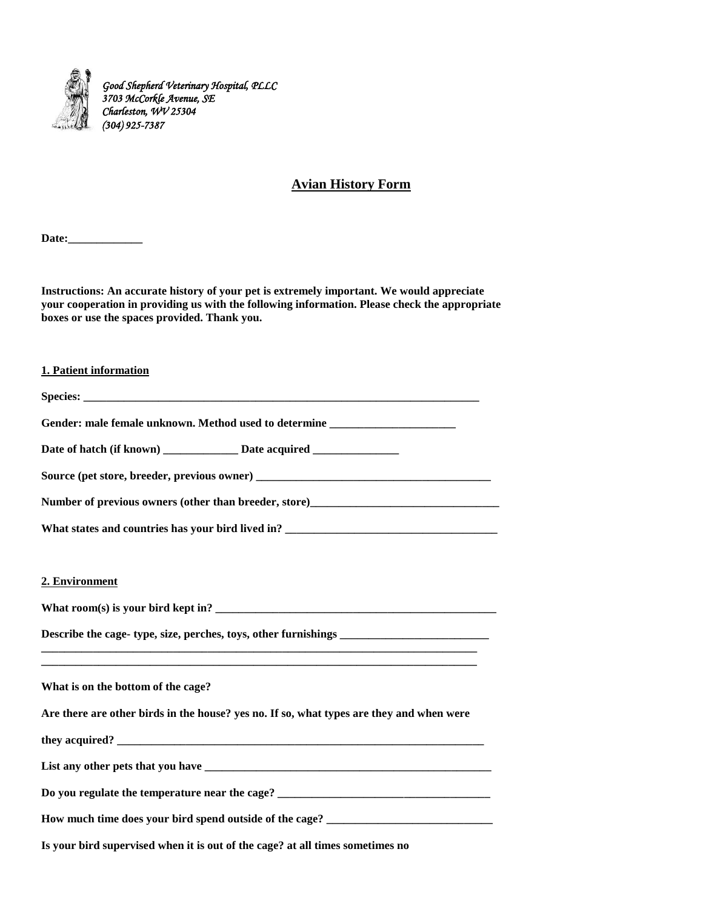*Good Shepherd Veterinary Hospital, PLLC*
*3703 McCorkle Avenue, SE*
*Charleston, WV 25304*
*(304) 925-7387*

# Avian History Form

**Date:_____________**

**Instructions: An accurate history of your pet is extremely important. We would appreciate your cooperation in providing us with the following information. Please check the appropriate boxes or use the spaces provided. Thank you.**

## 1. Patient information

**Species: ___________________________________________________________________________**

**Gender: male female unknown. Method used to determine ______________________**

**Date of hatch (if known) _____________ Date acquired _______________**

**Source (pet store, breeder, previous owner) __________________________________________**

**Number of previous owners (other than breeder, store)_________________________________**

**What states and countries has your bird lived in? _____________________________________**

## 2. Environment

**What room(s) is your bird kept in? ____________________________________________________**

**Describe the cage- type, size, perches, toys, other furnishings __________________________**
**_________________________________________________________________________________**
**_________________________________________________________________________________**

**What is on the bottom of the cage?**

**Are there are other birds in the house? yes no. If so, what types are they and when were they acquired? ______________________________________________________________________**

**List any other pets that you have ______________________________________________________**

**Do you regulate the temperature near the cage? _____________________________________**

**How much time does your bird spend outside of the cage? _____________________________**

**Is your bird supervised when it is out of the cage? at all times sometimes no**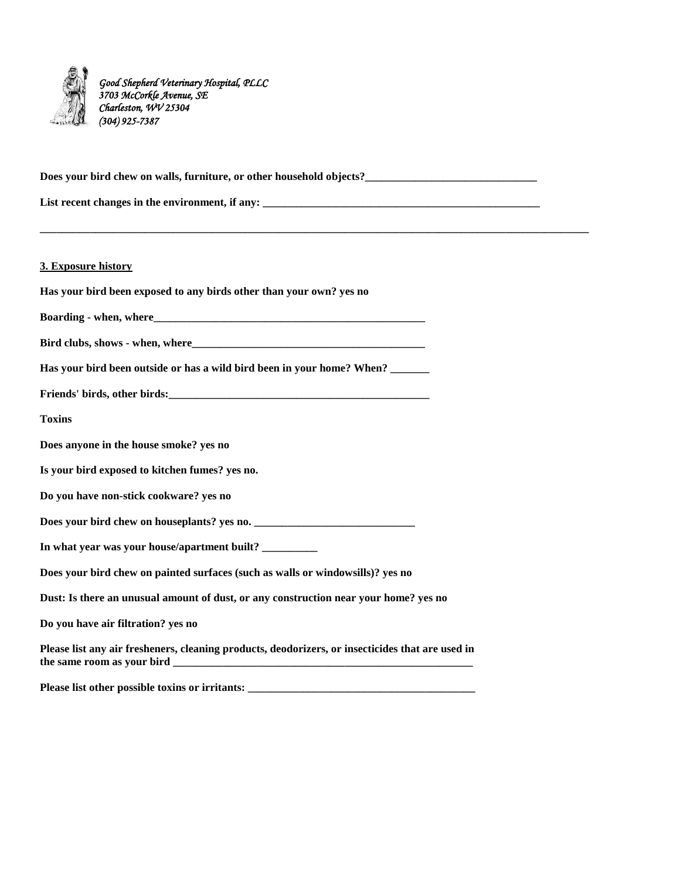*Good Shepherd Veterinary Hospital, PLLC*
*3703 McCorkle Avenue, SE*
*Charleston, WV 25304*
*(304) 925-7387*

**Does your bird chew on walls, furniture, or other household objects?______________________________**

**List recent changes in the environment, if any: ____________________________________________________**

**_____________________________________________________________________________________________________**

**3. Exposure history**

**Has your bird been exposed to any birds other than your own? yes no**

**Boarding - when, where___________________________________________________**

**Bird clubs, shows - when, where__________________________________________**

**Has your bird been outside or has a wild bird been in your home? When? _______**

**Friends' birds, other birds:_______________________________________________**

**Toxins**

**Does anyone in the house smoke? yes no**

**Is your bird exposed to kitchen fumes? yes no.**

**Do you have non-stick cookware? yes no**

**Does your bird chew on houseplants? yes no. _____________________________**

**In what year was your house/apartment built? __________**

**Does your bird chew on painted surfaces (such as walls or windowsills)? yes no**

**Dust: Is there an unusual amount of dust, or any construction near your home? yes no**

**Do you have air filtration? yes no**

**Please list any air fresheners, cleaning products, deodorizers, or insecticides that are used in the same room as your bird ________________________________________________________**

**Please list other possible toxins or irritants: __________________________________________**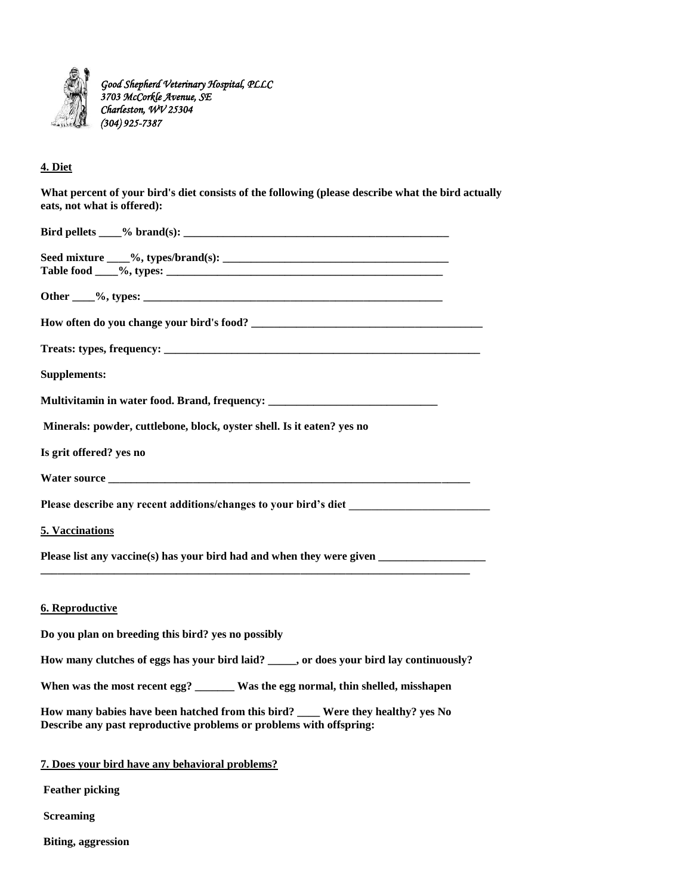*Good Shepherd Veterinary Hospital, PLLC*
*3703 McCorkle Avenue, SE*
*Charleston, WV 25304*
*(304) 925-7387*

**4. Diet**

**What percent of your bird's diet consists of the following (please describe what the bird actually eats, not what is offered):**

**Bird pellets ____% brand(s): _________________________________________________**

**Seed mixture ____%, types/brand(s): ________________________________________**
**Table food ____%, types: __________________________________________________**

**Other ____%, types: ______________________________________________________**

**How often do you change your bird's food? __________________________________________**

**Treats: types, frequency: __________________________________________________________**

**Supplements:**

**Multivitamin in water food. Brand, frequency: _____________________________**

**Minerals: powder, cuttlebone, block, oyster shell. Is it eaten? yes no**

**Is grit offered? yes no**

**Water source _________________________________________________________________**

**Please describe any recent additions/changes to your bird's diet ________________________**

**5. Vaccinations**

**Please list any vaccine(s) has your bird had and when they were given ___________________**
**_____________________________________________________________________________**

**6. Reproductive**

**Do you plan on breeding this bird? yes no possibly**

**How many clutches of eggs has your bird laid? _____, or does your bird lay continuously?**

**When was the most recent egg? _______ Was the egg normal, thin shelled, misshapen**

**How many babies have been hatched from this bird? ____ Were they healthy? yes No**
**Describe any past reproductive problems or problems with offspring:**

**7. Does your bird have any behavioral problems?**

**Feather picking**

**Screaming**

**Biting, aggression**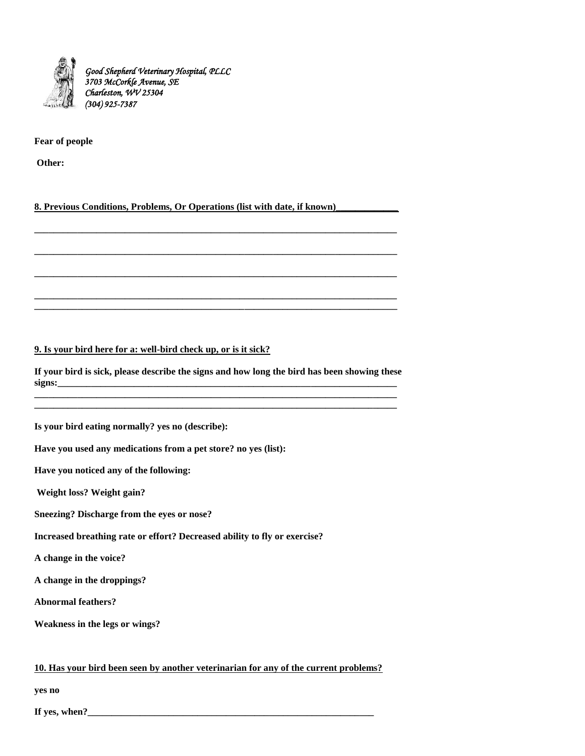*Good Shepherd Veterinary Hospital, PLLC*
*3703 McCorkle Avenue, SE*
*Charleston, WV 25304*
*(304) 925-7387*

**Fear of people**

**Other:**

**8. Previous Conditions, Problems, Or Operations (list with date, if known)_____________**

______________________________________________________________________________

______________________________________________________________________________

______________________________________________________________________________

______________________________________________________________________________
______________________________________________________________________________

**9. Is your bird here for a: well-bird check up, or is it sick?**

**If your bird is sick, please describe the signs and how long the bird has been showing these signs:___________________________________________________________________________**
______________________________________________________________________________
______________________________________________________________________________

**Is your bird eating normally? yes no (describe):**

**Have you used any medications from a pet store? no yes (list):**

**Have you noticed any of the following:**

**Weight loss? Weight gain?**

**Sneezing? Discharge from the eyes or nose?**

**Increased breathing rate or effort? Decreased ability to fly or exercise?**

**A change in the voice?**

**A change in the droppings?**

**Abnormal feathers?**

**Weakness in the legs or wings?**

**10. Has your bird been seen by another veterinarian for any of the current problems?**

**yes no**

**If yes, when?______________________________________________________________**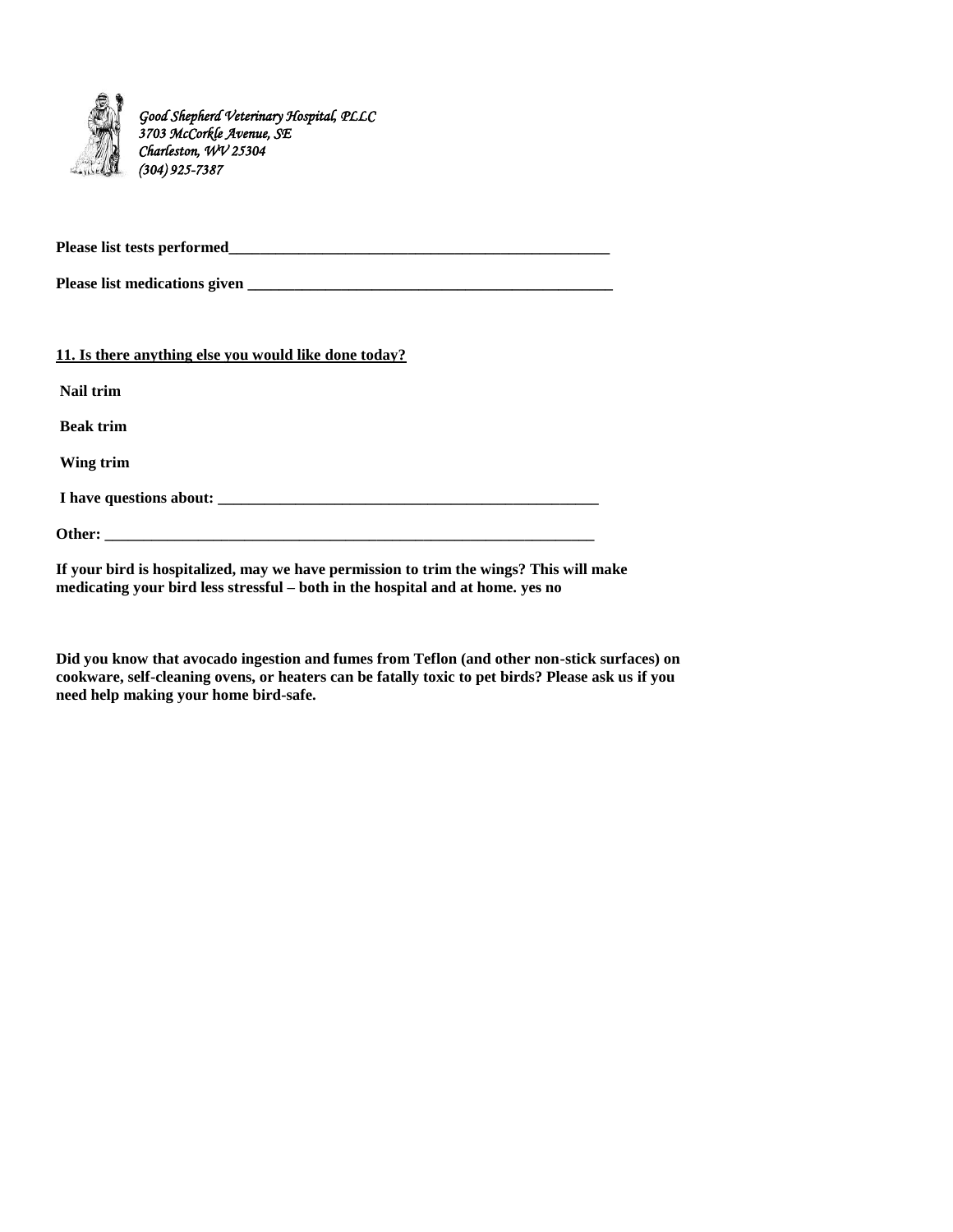*Good Shepherd Veterinary Hospital, PLLC*
*3703 McCorkle Avenue, SE*
*Charleston, WV 25304*
*(304) 925-7387*

**Please list tests performed**___________________________________________________

**Please list medications given** _________________________________________________

**11. Is there anything else you would like done today?**

**Nail trim**

**Beak trim**

**Wing trim**

**I have questions about:** _____________________________________________________

**Other:** ________________________________________________________________

**If your bird is hospitalized, may we have permission to trim the wings? This will make medicating your bird less stressful – both in the hospital and at home. yes no**

**Did you know that avocado ingestion and fumes from Teflon (and other non-stick surfaces) on cookware, self-cleaning ovens, or heaters can be fatally toxic to pet birds? Please ask us if you need help making your home bird-safe.**